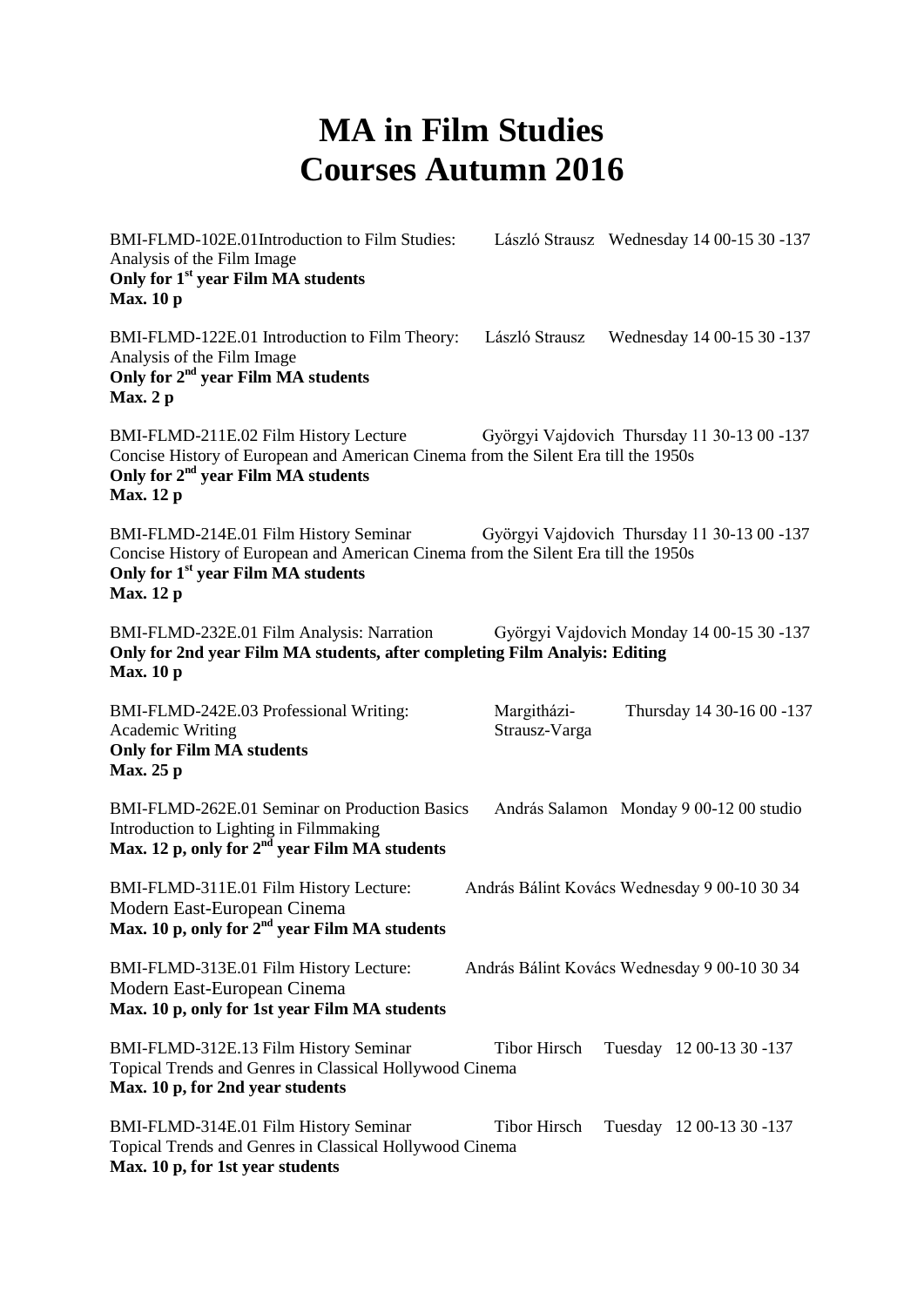# MA in Film Studies
# Courses Autumn 2016

BMI-FLMD-102E.01Introduction to Film Studies: László Strausz Wednesday 14 00-15 30 -137
Analysis of the Film Image
**Only for 1st year Film MA students**
**Max. 10 p**

BMI-FLMD-122E.01 Introduction to Film Theory: László Strausz Wednesday 14 00-15 30 -137
Analysis of the Film Image
**Only for 2nd year Film MA students**
**Max. 2 p**

BMI-FLMD-211E.02 Film History Lecture Györgyi Vajdovich Thursday 11 30-13 00 -137
Concise History of European and American Cinema from the Silent Era till the 1950s
**Only for 2nd year Film MA students**
**Max. 12 p**

BMI-FLMD-214E.01 Film History Seminar Györgyi Vajdovich Thursday 11 30-13 00 -137
Concise History of European and American Cinema from the Silent Era till the 1950s
**Only for 1st year Film MA students**
**Max. 12 p**

BMI-FLMD-232E.01 Film Analysis: Narration Györgyi Vajdovich Monday 14 00-15 30 -137
**Only for 2nd year Film MA students, after completing Film Analyis: Editing**
**Max. 10 p**

BMI-FLMD-242E.03 Professional Writing: Academic Writing Margitházi-Strausz-Varga Thursday 14 30-16 00 -137
**Only for Film MA students**
**Max. 25 p**

BMI-FLMD-262E.01 Seminar on Production Basics András Salamon Monday 9 00-12 00 studio
Introduction to Lighting in Filmmaking
**Max. 12 p, only for 2nd year Film MA students**

BMI-FLMD-311E.01 Film History Lecture: András Bálint Kovács Wednesday 9 00-10 30 34
Modern East-European Cinema
**Max. 10 p, only for 2nd year Film MA students**

BMI-FLMD-313E.01 Film History Lecture: András Bálint Kovács Wednesday 9 00-10 30 34
Modern East-European Cinema
**Max. 10 p, only for 1st year Film MA students**

BMI-FLMD-312E.13 Film History Seminar Tibor Hirsch Tuesday 12 00-13 30 -137
Topical Trends and Genres in Classical Hollywood Cinema
**Max. 10 p, for 2nd year students**

BMI-FLMD-314E.01 Film History Seminar Tibor Hirsch Tuesday 12 00-13 30 -137
Topical Trends and Genres in Classical Hollywood Cinema
**Max. 10 p, for 1st year students**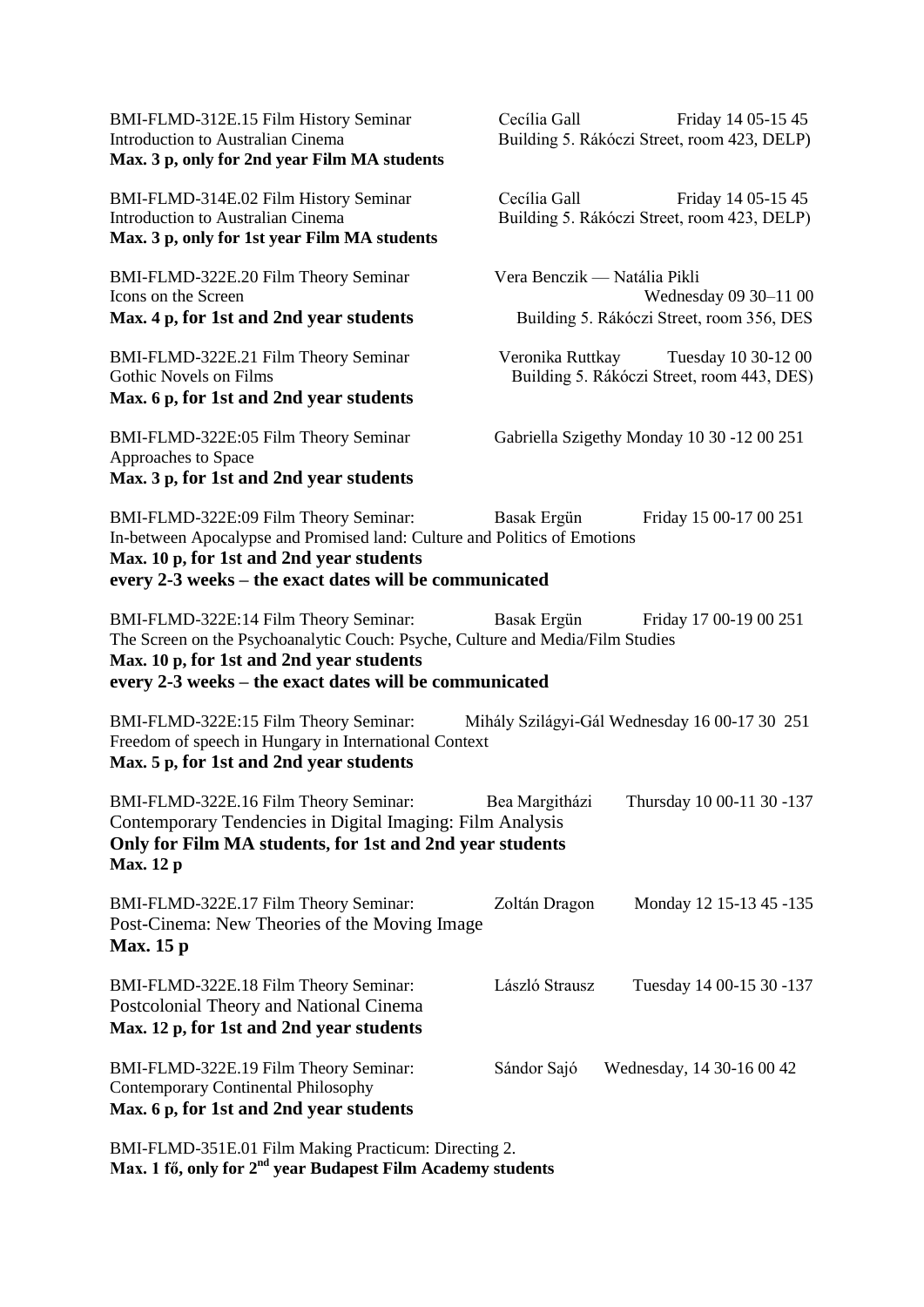BMI-FLMD-312E.15 Film History Seminar Cecília Gall Friday 14 05-15 45
Introduction to Australian Cinema Building 5. Rákóczi Street, room 423, DELP)
**Max. 3 p, only for 2nd year Film MA students**

BMI-FLMD-314E.02 Film History Seminar Cecília Gall Friday 14 05-15 45
Introduction to Australian Cinema Building 5. Rákóczi Street, room 423, DELP)
**Max. 3 p, only for 1st year Film MA students**

BMI-FLMD-322E.20 Film Theory Seminar Vera Benczik — Natália Pikli
Icons on the Screen Wednesday 09 30–11 00
**Max. 4 p, for 1st and 2nd year students** Building 5. Rákóczi Street, room 356, DES

BMI-FLMD-322E.21 Film Theory Seminar Veronika Ruttkay Tuesday 10 30-12 00
Gothic Novels on Films Building 5. Rákóczi Street, room 443, DES)
**Max. 6 p, for 1st and 2nd year students**

BMI-FLMD-322E:05 Film Theory Seminar Gabriella Szigethy Monday 10 30 -12 00 251
Approaches to Space
**Max. 3 p, for 1st and 2nd year students**

BMI-FLMD-322E:09 Film Theory Seminar: Basak Ergün Friday 15 00-17 00 251
In-between Apocalypse and Promised land: Culture and Politics of Emotions
**Max. 10 p, for 1st and 2nd year students**
**every 2-3 weeks – the exact dates will be communicated**

BMI-FLMD-322E:14 Film Theory Seminar: Basak Ergün Friday 17 00-19 00 251
The Screen on the Psychoanalytic Couch: Psyche, Culture and Media/Film Studies
**Max. 10 p, for 1st and 2nd year students**
**every 2-3 weeks – the exact dates will be communicated**

BMI-FLMD-322E:15 Film Theory Seminar: Mihály Szilágyi-Gál Wednesday 16 00-17 30 251
Freedom of speech in Hungary in International Context
**Max. 5 p, for 1st and 2nd year students**

BMI-FLMD-322E.16 Film Theory Seminar: Bea Margitházi Thursday 10 00-11 30 -137
Contemporary Tendencies in Digital Imaging: Film Analysis
**Only for Film MA students, for 1st and 2nd year students**
**Max. 12 p**

BMI-FLMD-322E.17 Film Theory Seminar: Zoltán Dragon Monday 12 15-13 45 -135
Post-Cinema: New Theories of the Moving Image
**Max. 15 p**

BMI-FLMD-322E.18 Film Theory Seminar: László Strausz Tuesday 14 00-15 30 -137
Postcolonial Theory and National Cinema
**Max. 12 p, for 1st and 2nd year students**

BMI-FLMD-322E.19 Film Theory Seminar: Sándor Sajó Wednesday, 14 30-16 00 42
Contemporary Continental Philosophy
**Max. 6 p, for 1st and 2nd year students**

BMI-FLMD-351E.01 Film Making Practicum: Directing 2.
**Max. 1 fő, only for 2nd year Budapest Film Academy students**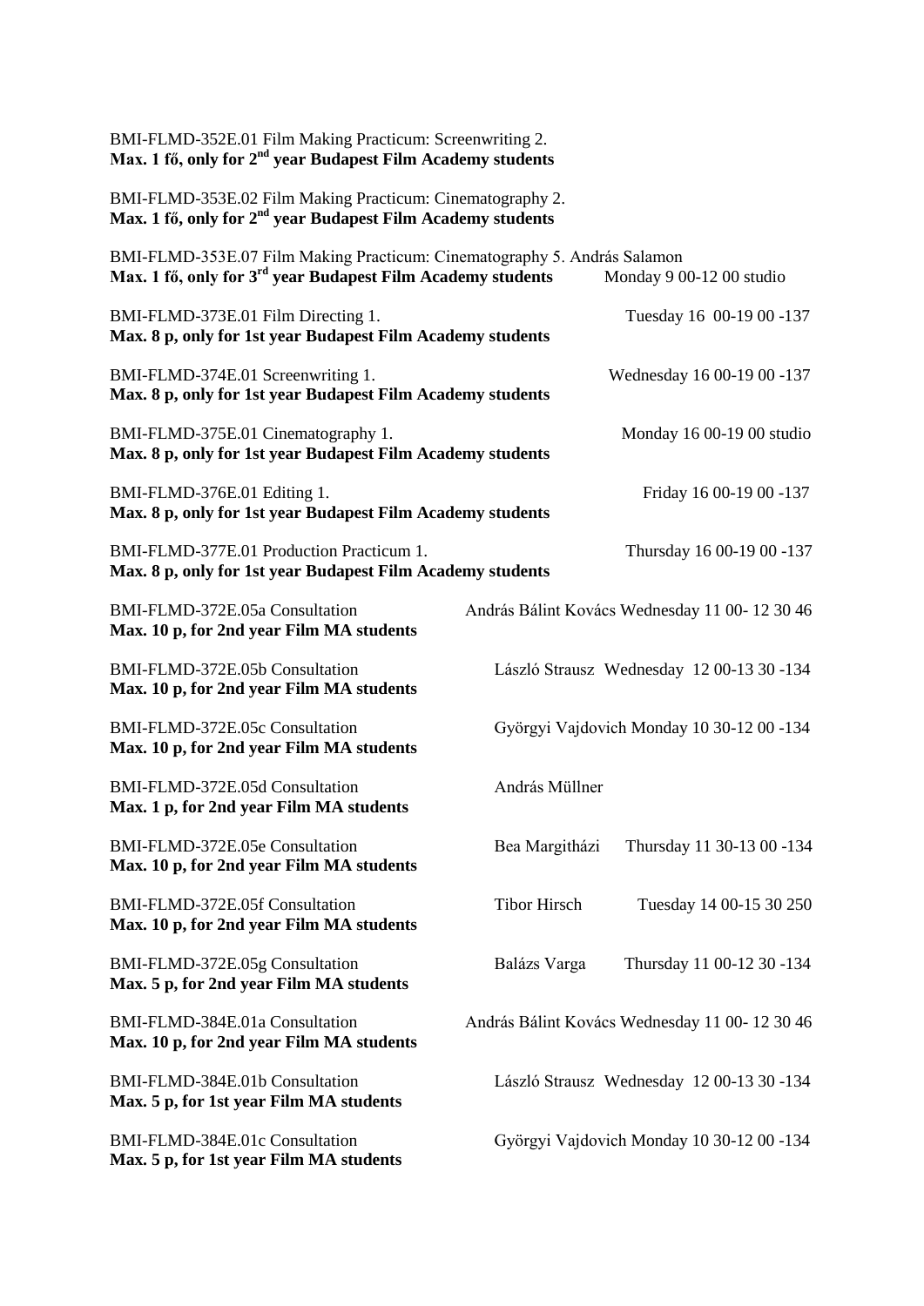BMI-FLMD-352E.01 Film Making Practicum: Screenwriting 2.
**Max. 1 fő, only for 2nd year Budapest Film Academy students**

BMI-FLMD-353E.02 Film Making Practicum: Cinematography 2.
**Max. 1 fő, only for 2nd year Budapest Film Academy students**

BMI-FLMD-353E.07 Film Making Practicum: Cinematography 5. András Salamon
**Max. 1 fő, only for 3rd year Budapest Film Academy students** Monday 9 00-12 00 studio

BMI-FLMD-373E.01 Film Directing 1. Tuesday 16 00-19 00 -137
**Max. 8 p, only for 1st year Budapest Film Academy students**

BMI-FLMD-374E.01 Screenwriting 1. Wednesday 16 00-19 00 -137
**Max. 8 p, only for 1st year Budapest Film Academy students**

BMI-FLMD-375E.01 Cinematography 1. Monday 16 00-19 00 studio
**Max. 8 p, only for 1st year Budapest Film Academy students**

BMI-FLMD-376E.01 Editing 1. Friday 16 00-19 00 -137
**Max. 8 p, only for 1st year Budapest Film Academy students**

BMI-FLMD-377E.01 Production Practicum 1. Thursday 16 00-19 00 -137
**Max. 8 p, only for 1st year Budapest Film Academy students**

BMI-FLMD-372E.05a Consultation András Bálint Kovács Wednesday 11 00- 12 30 46
**Max. 10 p, for 2nd year Film MA students**

BMI-FLMD-372E.05b Consultation László Strausz Wednesday 12 00-13 30 -134
**Max. 10 p, for 2nd year Film MA students**

BMI-FLMD-372E.05c Consultation Györgyi Vajdovich Monday 10 30-12 00 -134
**Max. 10 p, for 2nd year Film MA students**

BMI-FLMD-372E.05d Consultation András Müllner
**Max. 1 p, for 2nd year Film MA students**

BMI-FLMD-372E.05e Consultation Bea Margitházi Thursday 11 30-13 00 -134
**Max. 10 p, for 2nd year Film MA students**

BMI-FLMD-372E.05f Consultation Tibor Hirsch Tuesday 14 00-15 30 250
**Max. 10 p, for 2nd year Film MA students**

BMI-FLMD-372E.05g Consultation Balázs Varga Thursday 11 00-12 30 -134
**Max. 5 p, for 2nd year Film MA students**

BMI-FLMD-384E.01a Consultation András Bálint Kovács Wednesday 11 00- 12 30 46
**Max. 10 p, for 2nd year Film MA students**

BMI-FLMD-384E.01b Consultation László Strausz Wednesday 12 00-13 30 -134
**Max. 5 p, for 1st year Film MA students**

BMI-FLMD-384E.01c Consultation Györgyi Vajdovich Monday 10 30-12 00 -134
**Max. 5 p, for 1st year Film MA students**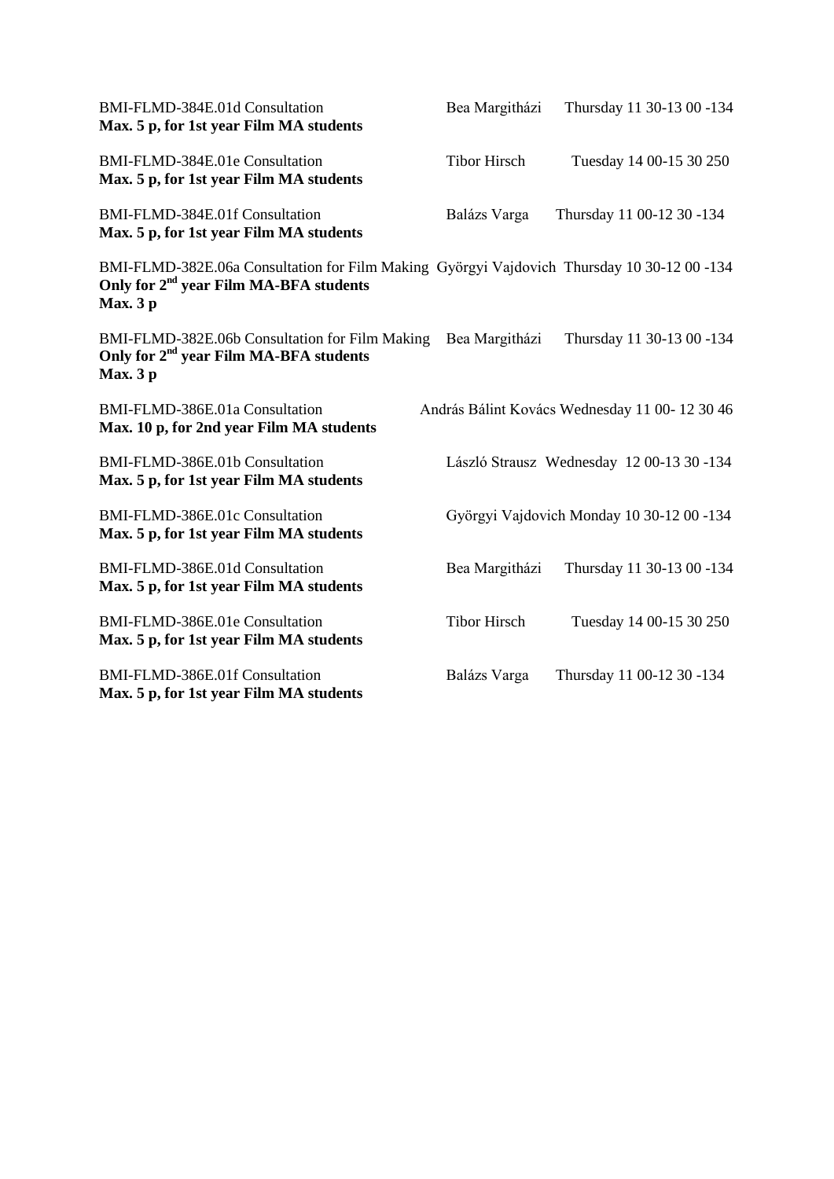BMI-FLMD-384E.01d Consultation Bea Margitházi Thursday 11 30-13 00 -134
**Max. 5 p, for 1st year Film MA students**

BMI-FLMD-384E.01e Consultation Tibor Hirsch Tuesday 14 00-15 30 250
**Max. 5 p, for 1st year Film MA students**

BMI-FLMD-384E.01f Consultation Balázs Varga Thursday 11 00-12 30 -134
**Max. 5 p, for 1st year Film MA students**

BMI-FLMD-382E.06a Consultation for Film Making Györgyi Vajdovich Thursday 10 30-12 00 -134
**Only for 2nd year Film MA-BFA students**
**Max. 3 p**

BMI-FLMD-382E.06b Consultation for Film Making Bea Margitházi Thursday 11 30-13 00 -134
**Only for 2nd year Film MA-BFA students**
**Max. 3 p**

BMI-FLMD-386E.01a Consultation András Bálint Kovács Wednesday 11 00- 12 30 46
**Max. 10 p, for 2nd year Film MA students**

BMI-FLMD-386E.01b Consultation László Strausz Wednesday 12 00-13 30 -134
**Max. 5 p, for 1st year Film MA students**

BMI-FLMD-386E.01c Consultation Györgyi Vajdovich Monday 10 30-12 00 -134
**Max. 5 p, for 1st year Film MA students**

BMI-FLMD-386E.01d Consultation Bea Margitházi Thursday 11 30-13 00 -134
**Max. 5 p, for 1st year Film MA students**

BMI-FLMD-386E.01e Consultation Tibor Hirsch Tuesday 14 00-15 30 250
**Max. 5 p, for 1st year Film MA students**

BMI-FLMD-386E.01f Consultation Balázs Varga Thursday 11 00-12 30 -134
**Max. 5 p, for 1st year Film MA students**